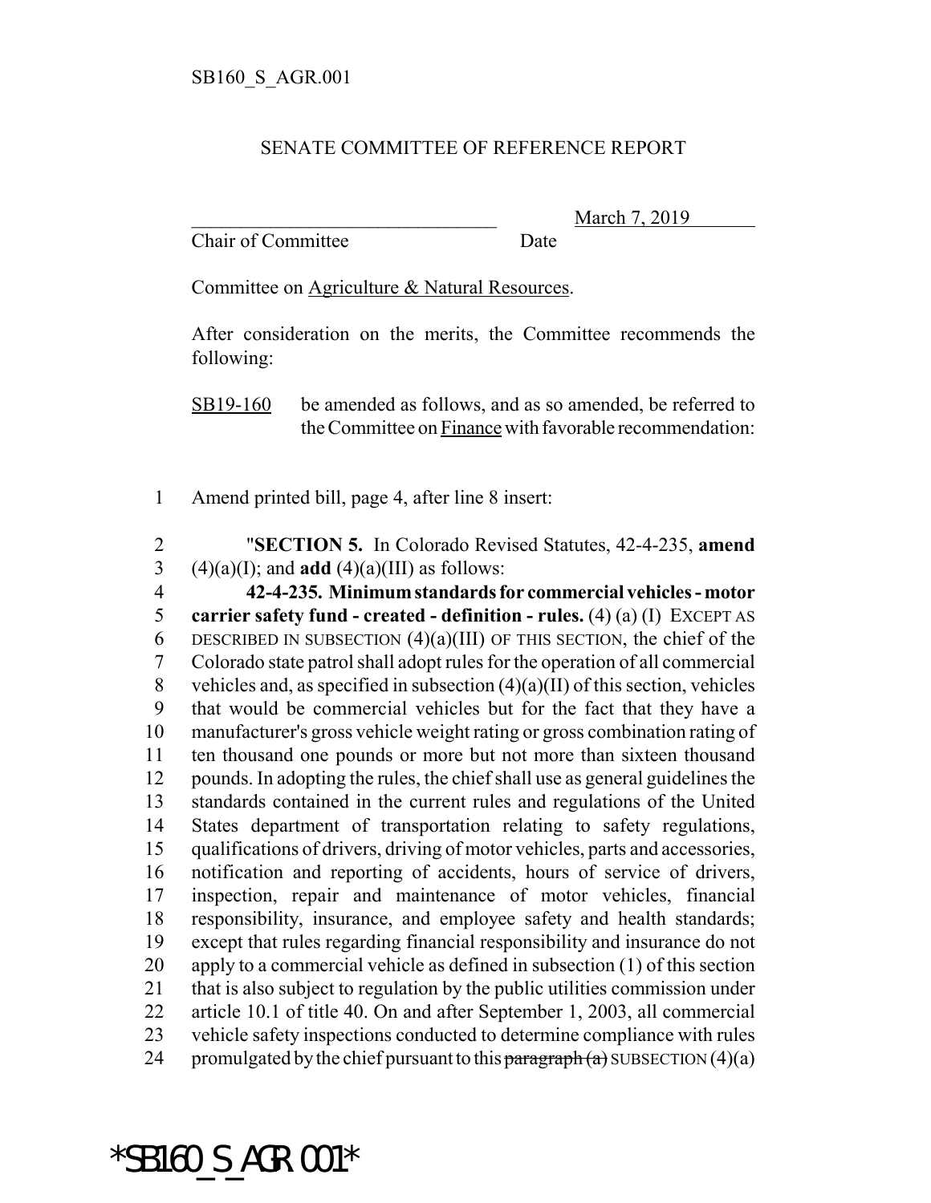SB160_S_AGR.001

SENATE COMMITTEE OF REFERENCE REPORT

\_\_\_\_\_\_\_\_\_\_\_\_\_\_\_\_\_\_\_\_\_\_\_\_\_\_\_\_\_\_\_\_ March 7, 2019
Chair of Committee Date

Committee on Agriculture & Natural Resources.

After consideration on the merits, the Committee recommends the following:

SB19-160 be amended as follows, and as so amended, be referred to the Committee on Finance with favorable recommendation:

1 Amend printed bill, page 4, after line 8 insert:

2 "**SECTION 5.** In Colorado Revised Statutes, 42-4-235, **amend**
3 (4)(a)(I); and **add** (4)(a)(III) as follows:

4 **42-4-235. Minimum standards for commercial vehicles - motor**
5 **carrier safety fund - created - definition - rules.** (4) (a) (I) EXCEPT AS
6 DESCRIBED IN SUBSECTION (4)(a)(III) OF THIS SECTION, the chief of the
7 Colorado state patrol shall adopt rules for the operation of all commercial
8 vehicles and, as specified in subsection (4)(a)(II) of this section, vehicles
9 that would be commercial vehicles but for the fact that they have a
10 manufacturer's gross vehicle weight rating or gross combination rating of
11 ten thousand one pounds or more but not more than sixteen thousand
12 pounds. In adopting the rules, the chief shall use as general guidelines the
13 standards contained in the current rules and regulations of the United
14 States department of transportation relating to safety regulations,
15 qualifications of drivers, driving of motor vehicles, parts and accessories,
16 notification and reporting of accidents, hours of service of drivers,
17 inspection, repair and maintenance of motor vehicles, financial
18 responsibility, insurance, and employee safety and health standards;
19 except that rules regarding financial responsibility and insurance do not
20 apply to a commercial vehicle as defined in subsection (1) of this section
21 that is also subject to regulation by the public utilities commission under
22 article 10.1 of title 40. On and after September 1, 2003, all commercial
23 vehicle safety inspections conducted to determine compliance with rules
24 promulgated by the chief pursuant to this ~~paragraph (a)~~ SUBSECTION (4)(a)

*SB160_S_AGR.001*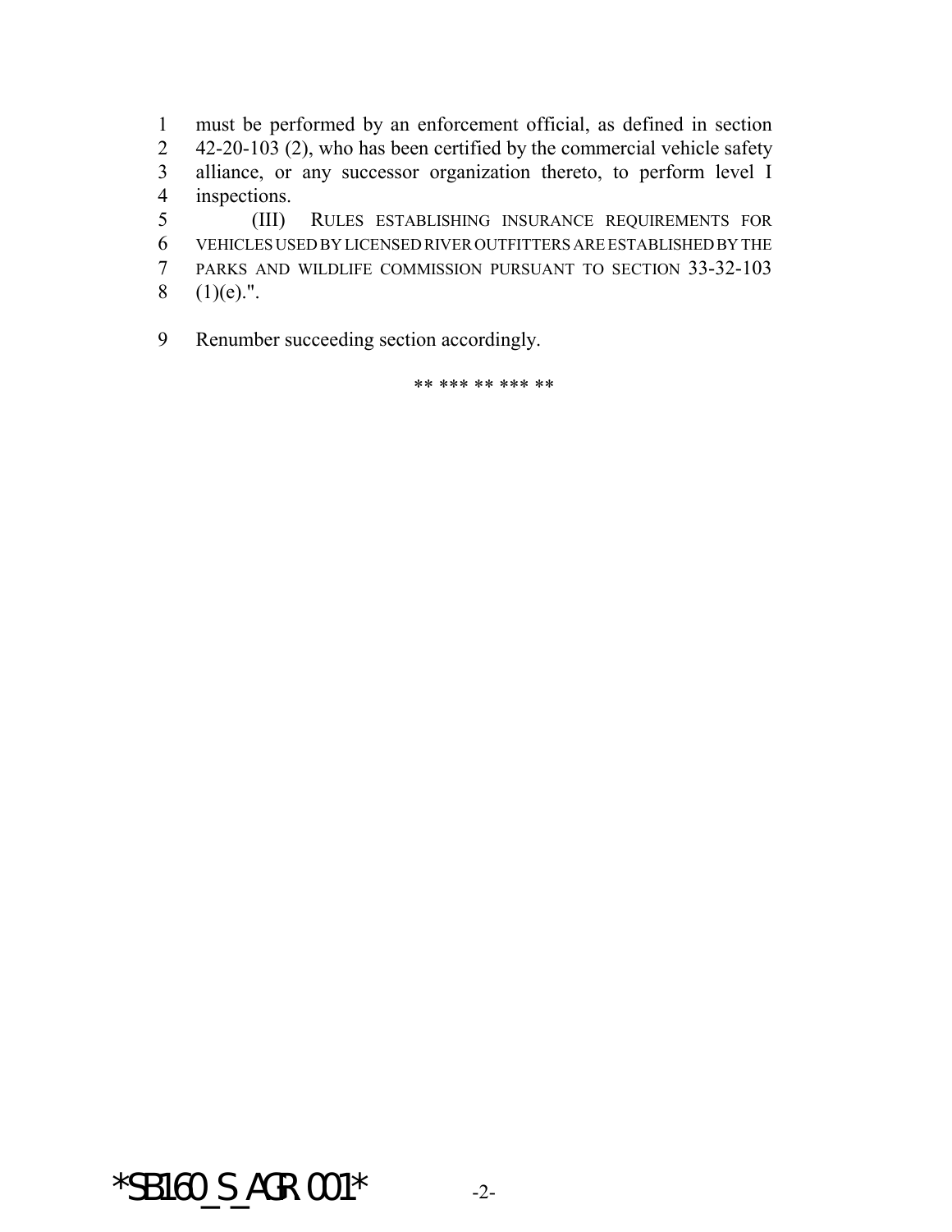must be performed by an enforcement official, as defined in section 42-20-103 (2), who has been certified by the commercial vehicle safety alliance, or any successor organization thereto, to perform level I inspections.

(III) RULES ESTABLISHING INSURANCE REQUIREMENTS FOR VEHICLES USED BY LICENSED RIVER OUTFITTERS ARE ESTABLISHED BY THE PARKS AND WILDLIFE COMMISSION PURSUANT TO SECTION 33-32-103 (1)(e).".

Renumber succeeding section accordingly.

** *** ** *** **

*SB160_S_AGR.001*